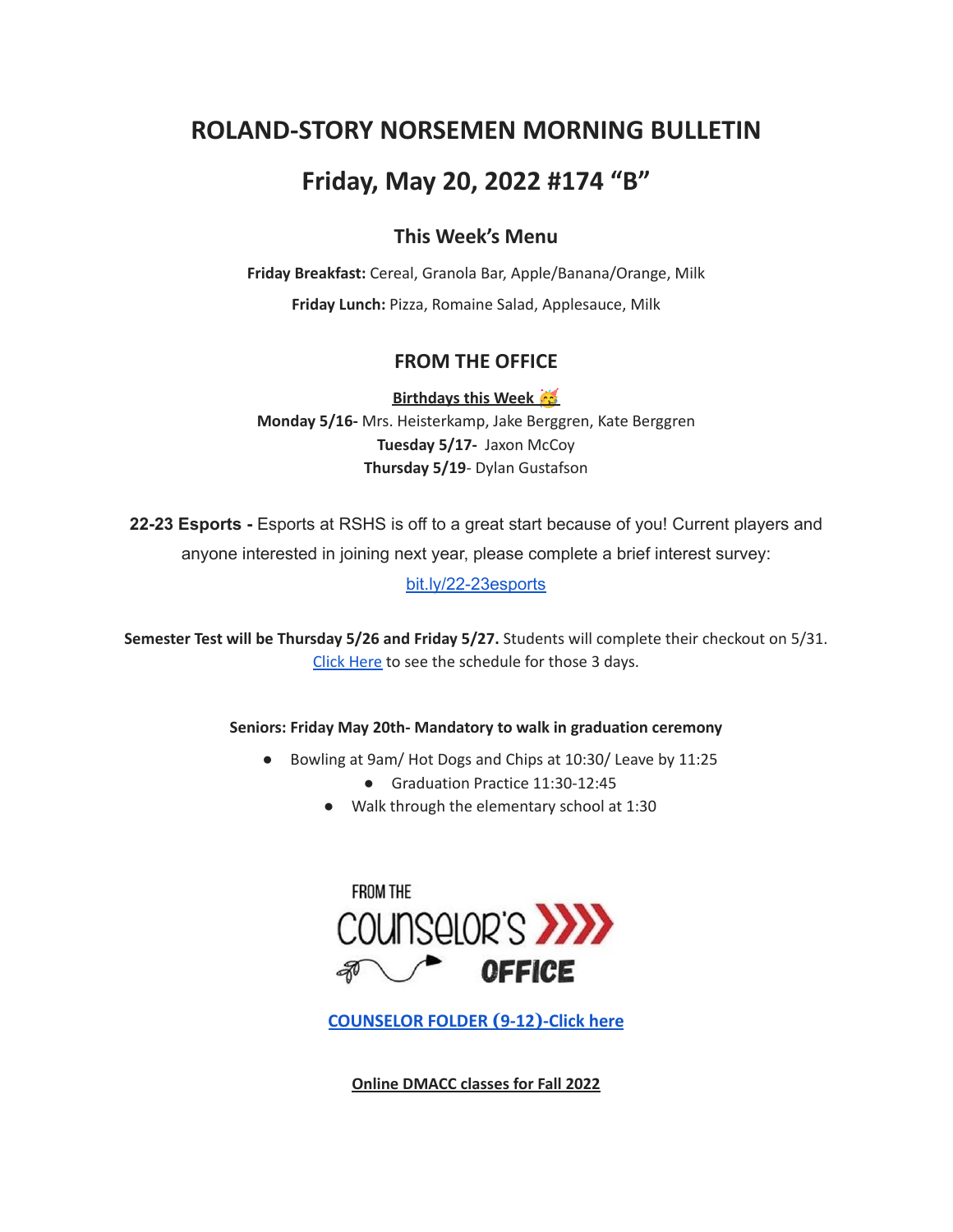# ROLAND-STORY NORSEMEN MORNING BULLETIN

# Friday, May 20, 2022 #174 "B"

### This Week's Menu

**Friday Breakfast:** Cereal, Granola Bar, Apple/Banana/Orange, Milk

**Friday Lunch:** Pizza, Romaine Salad, Applesauce, Milk

### FROM THE OFFICE

**Birthdays this Week 🥳**

**Monday 5/16-** Mrs. Heisterkamp, Jake Berggren, Kate Berggren

**Tuesday 5/17-** Jaxon McCoy

**Thursday 5/19**- Dylan Gustafson

**22-23 Esports -** Esports at RSHS is off to a great start because of you! Current players and anyone interested in joining next year, please complete a brief interest survey: bit.ly/22-23esports

**Semester Test will be Thursday 5/26 and Friday 5/27.** Students will complete their checkout on 5/31. Click Here to see the schedule for those 3 days.

**Seniors: Friday May 20th- Mandatory to walk in graduation ceremony**

- Bowling at 9am/ Hot Dogs and Chips at 10:30/ Leave by 11:25
- Graduation Practice 11:30-12:45
- Walk through the elementary school at 1:30

FROM THE COUNSELOR'S OFFICE

**COUNSELOR FOLDER (9-12)-Click here**

**Online DMACC classes for Fall 2022**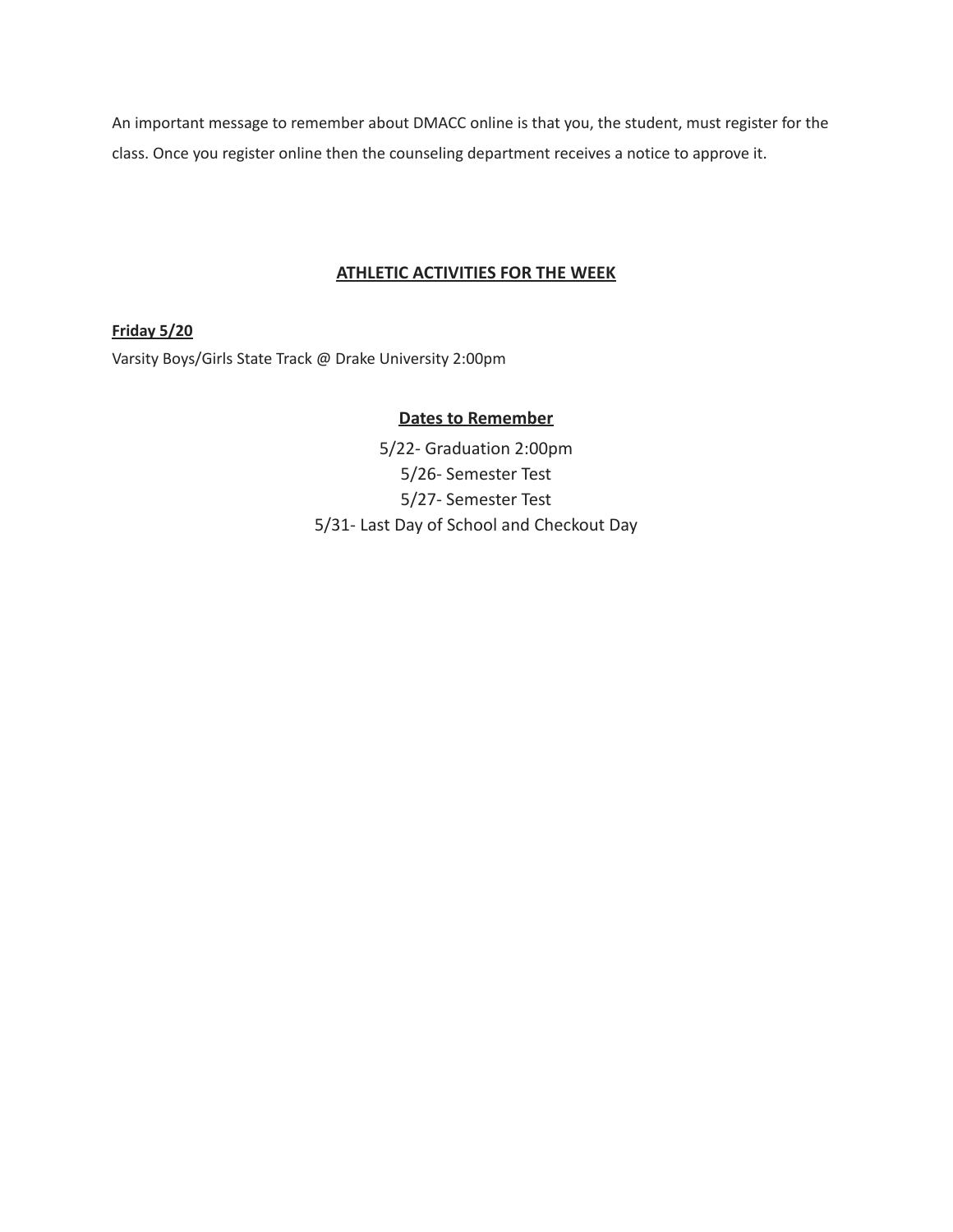An important message to remember about DMACC online is that you, the student, must register for the class. Once you register online then the counseling department receives a notice to approve it.

## ATHLETIC ACTIVITIES FOR THE WEEK

**Friday 5/20**

Varsity Boys/Girls State Track @ Drake University 2:00pm

### Dates to Remember

5/22- Graduation 2:00pm

5/26- Semester Test

5/27- Semester Test

5/31- Last Day of School and Checkout Day